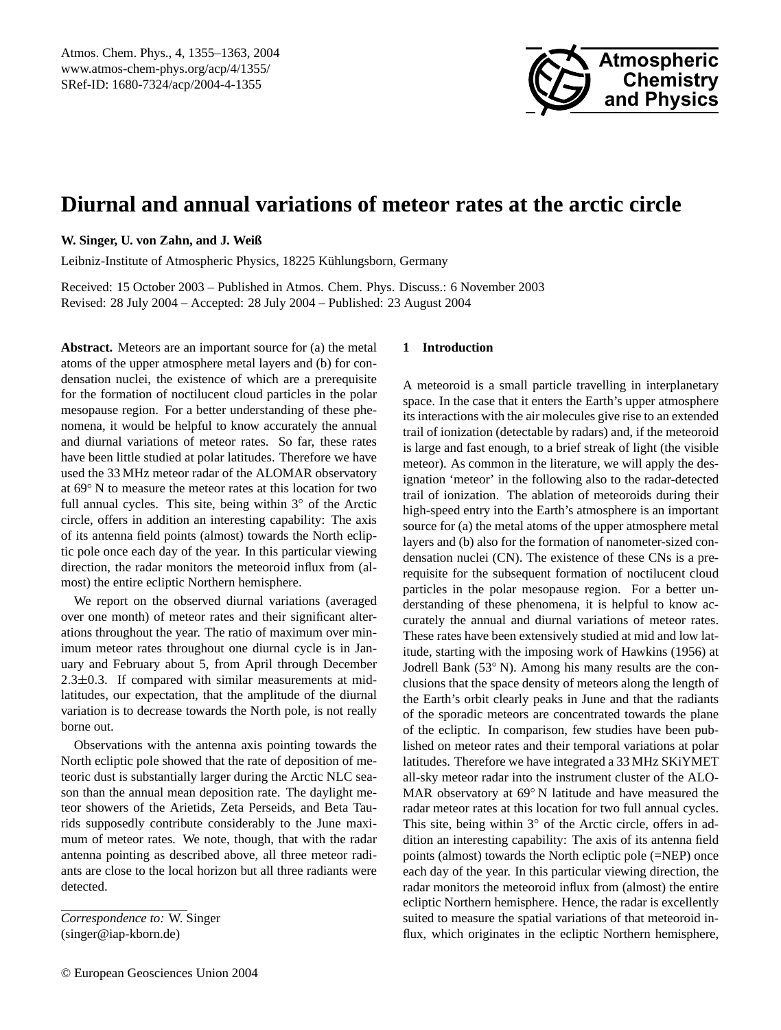# Diurnal and annual variations of meteor rates at the arctic circle

**W. Singer, U. von Zahn, and J. Weiß**

Leibniz-Institute of Atmospheric Physics, 18225 Kühlungsborn, Germany

Received: 15 October 2003 – Published in Atmos. Chem. Phys. Discuss.: 6 November 2003
Revised: 28 July 2004 – Accepted: 28 July 2004 – Published: 23 August 2004

**Abstract.** Meteors are an important source for (a) the metal atoms of the upper atmosphere metal layers and (b) for condensation nuclei, the existence of which are a prerequisite for the formation of noctilucent cloud particles in the polar mesopause region. For a better understanding of these phenomena, it would be helpful to know accurately the annual and diurnal variations of meteor rates. So far, these rates have been little studied at polar latitudes. Therefore we have used the 33 MHz meteor radar of the ALOMAR observatory at 69° N to measure the meteor rates at this location for two full annual cycles. This site, being within 3° of the Arctic circle, offers in addition an interesting capability: The axis of its antenna field points (almost) towards the North ecliptic pole once each day of the year. In this particular viewing direction, the radar monitors the meteoroid influx from (almost) the entire ecliptic Northern hemisphere.

We report on the observed diurnal variations (averaged over one month) of meteor rates and their significant alterations throughout the year. The ratio of maximum over minimum meteor rates throughout one diurnal cycle is in January and February about 5, from April through December 2.3±0.3. If compared with similar measurements at mid-latitudes, our expectation, that the amplitude of the diurnal variation is to decrease towards the North pole, is not really borne out.

Observations with the antenna axis pointing towards the North ecliptic pole showed that the rate of deposition of meteoric dust is substantially larger during the Arctic NLC season than the annual mean deposition rate. The daylight meteor showers of the Arietids, Zeta Perseids, and Beta Taurids supposedly contribute considerably to the June maximum of meteor rates. We note, though, that with the radar antenna pointing as described above, all three meteor radiants are close to the local horizon but all three radiants were detected.

*Correspondence to:* W. Singer
(singer@iap-kborn.de)

## 1 Introduction

A meteoroid is a small particle travelling in interplanetary space. In the case that it enters the Earth's upper atmosphere its interactions with the air molecules give rise to an extended trail of ionization (detectable by radars) and, if the meteoroid is large and fast enough, to a brief streak of light (the visible meteor). As common in the literature, we will apply the designation 'meteor' in the following also to the radar-detected trail of ionization. The ablation of meteoroids during their high-speed entry into the Earth's atmosphere is an important source for (a) the metal atoms of the upper atmosphere metal layers and (b) also for the formation of nanometer-sized condensation nuclei (CN). The existence of these CNs is a prerequisite for the subsequent formation of noctilucent cloud particles in the polar mesopause region. For a better understanding of these phenomena, it is helpful to know accurately the annual and diurnal variations of meteor rates. These rates have been extensively studied at mid and low latitude, starting with the imposing work of Hawkins (1956) at Jodrell Bank (53° N). Among his many results are the conclusions that the space density of meteors along the length of the Earth's orbit clearly peaks in June and that the radiants of the sporadic meteors are concentrated towards the plane of the ecliptic. In comparison, few studies have been published on meteor rates and their temporal variations at polar latitudes. Therefore we have integrated a 33 MHz SKiYMET all-sky meteor radar into the instrument cluster of the ALOMAR observatory at 69° N latitude and have measured the radar meteor rates at this location for two full annual cycles. This site, being within 3° of the Arctic circle, offers in addition an interesting capability: The axis of its antenna field points (almost) towards the North ecliptic pole (=NEP) once each day of the year. In this particular viewing direction, the radar monitors the meteoroid influx from (almost) the entire ecliptic Northern hemisphere. Hence, the radar is excellently suited to measure the spatial variations of that meteoroid influx, which originates in the ecliptic Northern hemisphere,

© European Geosciences Union 2004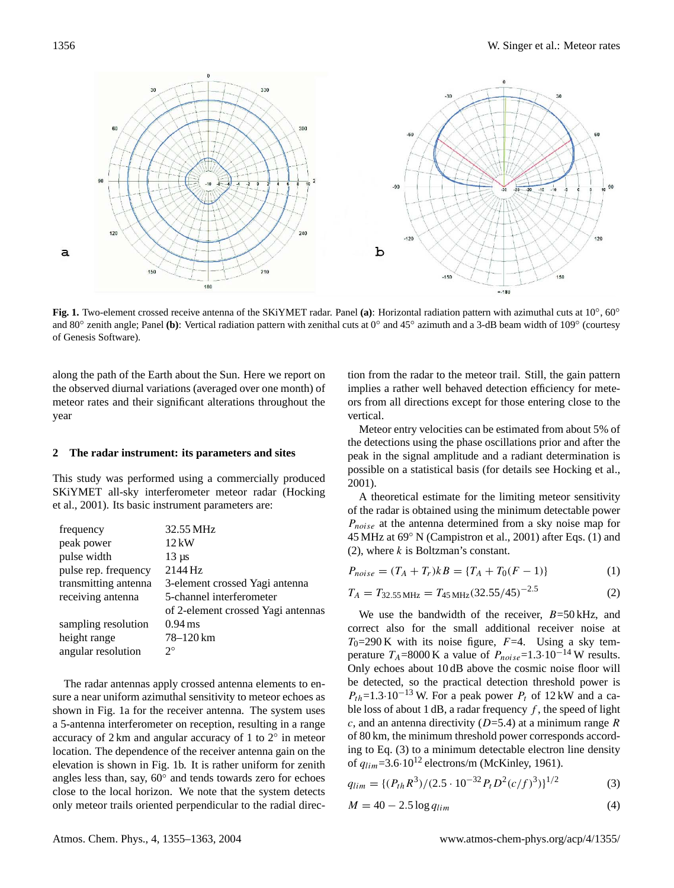**Fig. 1.** Two-element crossed receive antenna of the SKiYMET radar. Panel **(a)**: Horizontal radiation pattern with azimuthal cuts at 10°, 60° and 80° zenith angle; Panel **(b)**: Vertical radiation pattern with zenithal cuts at 0° and 45° azimuth and a 3-dB beam width of 109° (courtesy of Genesis Software).

along the path of the Earth about the Sun. Here we report on the observed diurnal variations (averaged over one month) of meteor rates and their significant alterations throughout the year

## 2 The radar instrument: its parameters and sites

This study was performed using a commercially produced SKiYMET all-sky interferometer meteor radar (Hocking et al., 2001). Its basic instrument parameters are:

| | |
|---|---|
| frequency | 32.55 MHz |
| peak power | 12 kW |
| pulse width | 13 µs |
| pulse rep. frequency | 2144 Hz |
| transmitting antenna | 3-element crossed Yagi antenna |
| receiving antenna | 5-channel interferometer of 2-element crossed Yagi antennas |
| sampling resolution | 0.94 ms |
| height range | 78–120 km |
| angular resolution | 2° |

The radar antennas apply crossed antenna elements to ensure a near uniform azimuthal sensitivity to meteor echoes as shown in Fig. 1a for the receiver antenna. The system uses a 5-antenna interferometer on reception, resulting in a range accuracy of 2 km and angular accuracy of 1 to 2° in meteor location. The dependence of the receiver antenna gain on the elevation is shown in Fig. 1b. It is rather uniform for zenith angles less than, say, 60° and tends towards zero for echoes close to the local horizon. We note that the system detects only meteor trails oriented perpendicular to the radial direction from the radar to the meteor trail. Still, the gain pattern implies a rather well behaved detection efficiency for meteors from all directions except for those entering close to the vertical.

Meteor entry velocities can be estimated from about 5% of the detections using the phase oscillations prior and after the peak in the signal amplitude and a radiant determination is possible on a statistical basis (for details see Hocking et al., 2001).

A theoretical estimate for the limiting meteor sensitivity of the radar is obtained using the minimum detectable power $P_{noise}$ at the antenna determined from a sky noise map for 45 MHz at 69° N (Campistron et al., 2001) after Eqs. (1) and (2), where $k$ is Boltzman's constant.

$$P_{noise} = (T_A + T_r)kB = \{T_A + T_0(F-1)\} \quad (1)$$

$$T_A = T_{32.55\,\mathrm{MHz}} = T_{45\,\mathrm{MHz}}(32.55/45)^{-2.5} \quad (2)$$

We use the bandwidth of the receiver, $B$=50 kHz, and correct also for the small additional receiver noise at $T_0$=290 K with its noise figure, $F$=4. Using a sky temperature $T_A$=8000 K a value of $P_{noise}$=1.3·$10^{-14}$ W results. Only echoes about 10 dB above the cosmic noise floor will be detected, so the practical detection threshold power is $P_{th}$=1.3·$10^{-13}$ W. For a peak power $P_t$ of 12 kW and a cable loss of about 1 dB, a radar frequency $f$, the speed of light $c$, and an antenna directivity ($D$=5.4) at a minimum range $R$ of 80 km, the minimum threshold power corresponds according to Eq. (3) to a minimum detectable electron line density of $q_{lim}$=3.6·$10^{12}$ electrons/m (McKinley, 1961).

$$q_{lim} = \{(P_{th}R^3)/(2.5 \cdot 10^{-32} P_t D^2 (c/f)^3)\}^{1/2} \quad (3)$$

$$M = 40 - 2.5 \log q_{lim} \quad (4)$$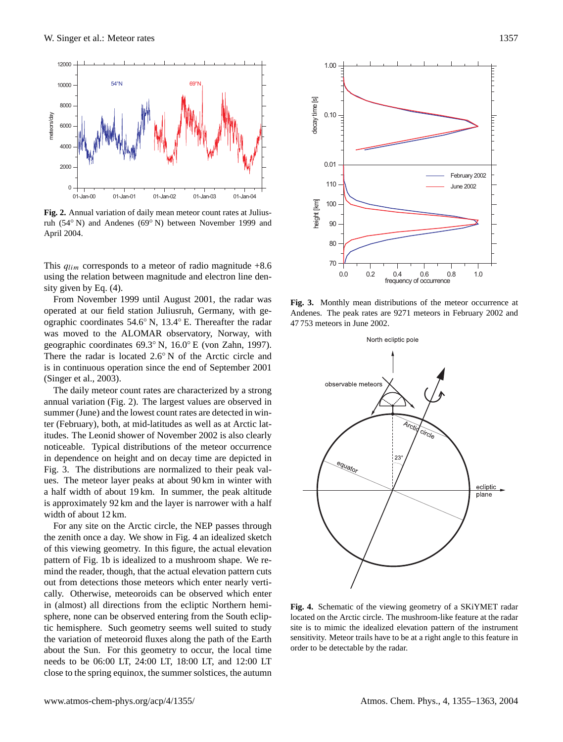**Fig. 2.** Annual variation of daily mean meteor count rates at Juliusruh (54° N) and Andenes (69° N) between November 1999 and April 2004.

This $q_{lim}$ corresponds to a meteor of radio magnitude +8.6 using the relation between magnitude and electron line density given by Eq. (4).

From November 1999 until August 2001, the radar was operated at our field station Juliusruh, Germany, with geographic coordinates 54.6° N, 13.4° E. Thereafter the radar was moved to the ALOMAR observatory, Norway, with geographic coordinates 69.3° N, 16.0° E (von Zahn, 1997). There the radar is located 2.6° N of the Arctic circle and is in continuous operation since the end of September 2001 (Singer et al., 2003).

The daily meteor count rates are characterized by a strong annual variation (Fig. 2). The largest values are observed in summer (June) and the lowest count rates are detected in winter (February), both, at mid-latitudes as well as at Arctic latitudes. The Leonid shower of November 2002 is also clearly noticeable. Typical distributions of the meteor occurrence in dependence on height and on decay time are depicted in Fig. 3. The distributions are normalized to their peak values. The meteor layer peaks at about 90 km in winter with a half width of about 19 km. In summer, the peak altitude is approximately 92 km and the layer is narrower with a half width of about 12 km.

For any site on the Arctic circle, the NEP passes through the zenith once a day. We show in Fig. 4 an idealized sketch of this viewing geometry. In this figure, the actual elevation pattern of Fig. 1b is idealized to a mushroom shape. We remind the reader, though, that the actual elevation pattern cuts out from detections those meteors which enter nearly vertically. Otherwise, meteoroids can be observed which enter in (almost) all directions from the ecliptic Northern hemisphere, none can be observed entering from the South ecliptic hemisphere. Such geometry seems well suited to study the variation of meteoroid fluxes along the path of the Earth about the Sun. For this geometry to occur, the local time needs to be 06:00 LT, 24:00 LT, 18:00 LT, and 12:00 LT close to the spring equinox, the summer solstices, the autumn

**Fig. 3.** Monthly mean distributions of the meteor occurrence at Andenes. The peak rates are 9271 meteors in February 2002 and 47 753 meteors in June 2002.

**Fig. 4.** Schematic of the viewing geometry of a SKiYMET radar located on the Arctic circle. The mushroom-like feature at the radar site is to mimic the idealized elevation pattern of the instrument sensitivity. Meteor trails have to be at a right angle to this feature in order to be detectable by the radar.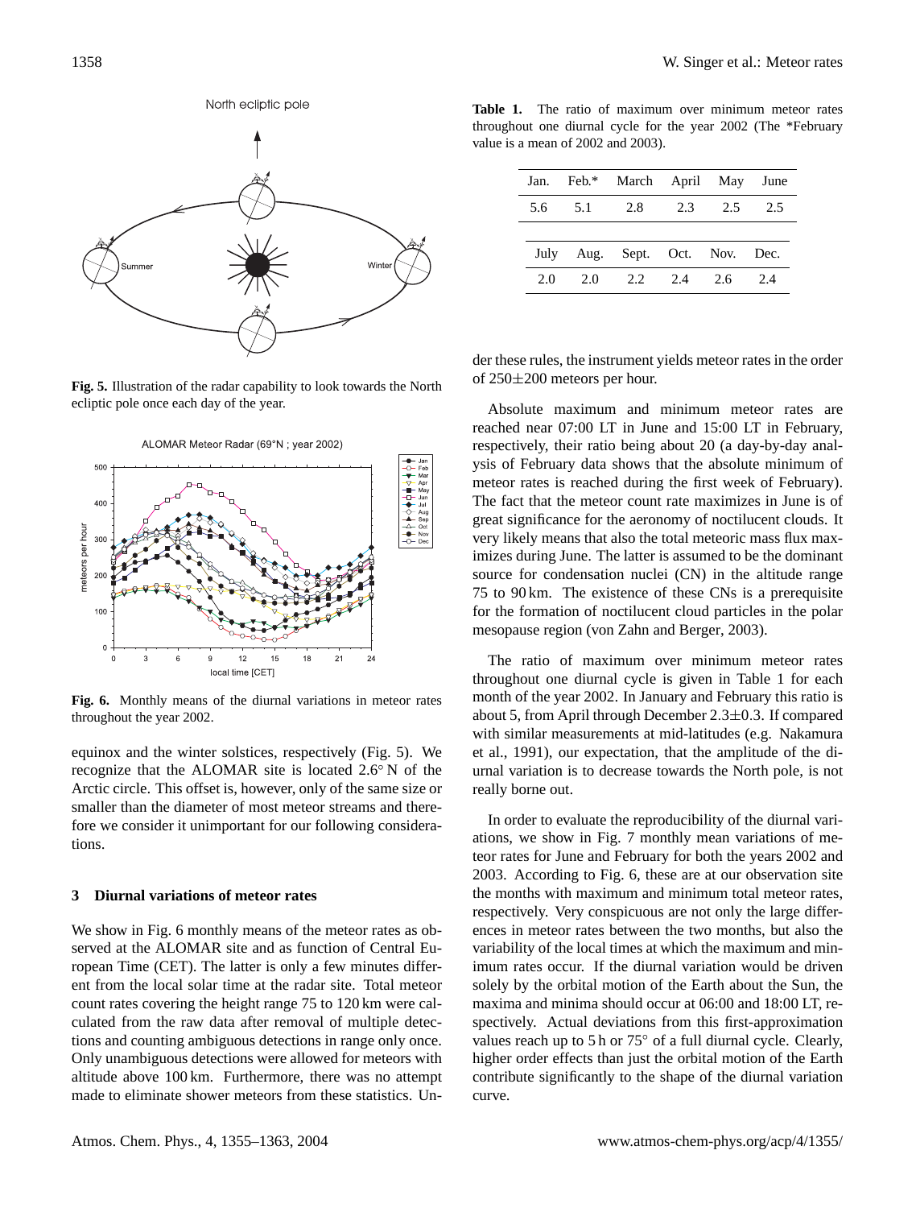**Fig. 5.** Illustration of the radar capability to look towards the North ecliptic pole once each day of the year.

**Fig. 6.** Monthly means of the diurnal variations in meteor rates throughout the year 2002.

equinox and the winter solstices, respectively (Fig. 5). We recognize that the ALOMAR site is located 2.6° N of the Arctic circle. This offset is, however, only of the same size or smaller than the diameter of most meteor streams and therefore we consider it unimportant for our following considerations.

## 3 Diurnal variations of meteor rates

We show in Fig. 6 monthly means of the meteor rates as observed at the ALOMAR site and as function of Central European Time (CET). The latter is only a few minutes different from the local solar time at the radar site. Total meteor count rates covering the height range 75 to 120 km were calculated from the raw data after removal of multiple detections and counting ambiguous detections in range only once. Only unambiguous detections were allowed for meteors with altitude above 100 km. Furthermore, there was no attempt made to eliminate shower meteors from these statistics. Under these rules, the instrument yields meteor rates in the order of 250±200 meteors per hour.

**Table 1.** The ratio of maximum over minimum meteor rates throughout one diurnal cycle for the year 2002 (The *February value is a mean of 2002 and 2003).

| Jan. | Feb.* | March | April | May | June |
|---|---|---|---|---|---|
| 5.6 | 5.1 | 2.8 | 2.3 | 2.5 | 2.5 |
| **July** | **Aug.** | **Sept.** | **Oct.** | **Nov.** | **Dec.** |
| 2.0 | 2.0 | 2.2 | 2.4 | 2.6 | 2.4 |

Absolute maximum and minimum meteor rates are reached near 07:00 LT in June and 15:00 LT in February, respectively, their ratio being about 20 (a day-by-day analysis of February data shows that the absolute minimum of meteor rates is reached during the first week of February). The fact that the meteor count rate maximizes in June is of great significance for the aeronomy of noctilucent clouds. It very likely means that also the total meteoric mass flux maximizes during June. The latter is assumed to be the dominant source for condensation nuclei (CN) in the altitude range 75 to 90 km. The existence of these CNs is a prerequisite for the formation of noctilucent cloud particles in the polar mesopause region (von Zahn and Berger, 2003).

The ratio of maximum over minimum meteor rates throughout one diurnal cycle is given in Table 1 for each month of the year 2002. In January and February this ratio is about 5, from April through December 2.3±0.3. If compared with similar measurements at mid-latitudes (e.g. Nakamura et al., 1991), our expectation, that the amplitude of the diurnal variation is to decrease towards the North pole, is not really borne out.

In order to evaluate the reproducibility of the diurnal variations, we show in Fig. 7 monthly mean variations of meteor rates for June and February for both the years 2002 and 2003. According to Fig. 6, these are at our observation site the months with maximum and minimum total meteor rates, respectively. Very conspicuous are not only the large differences in meteor rates between the two months, but also the variability of the local times at which the maximum and minimum rates occur. If the diurnal variation would be driven solely by the orbital motion of the Earth about the Sun, the maxima and minima should occur at 06:00 and 18:00 LT, respectively. Actual deviations from this first-approximation values reach up to 5 h or 75° of a full diurnal cycle. Clearly, higher order effects than just the orbital motion of the Earth contribute significantly to the shape of the diurnal variation curve.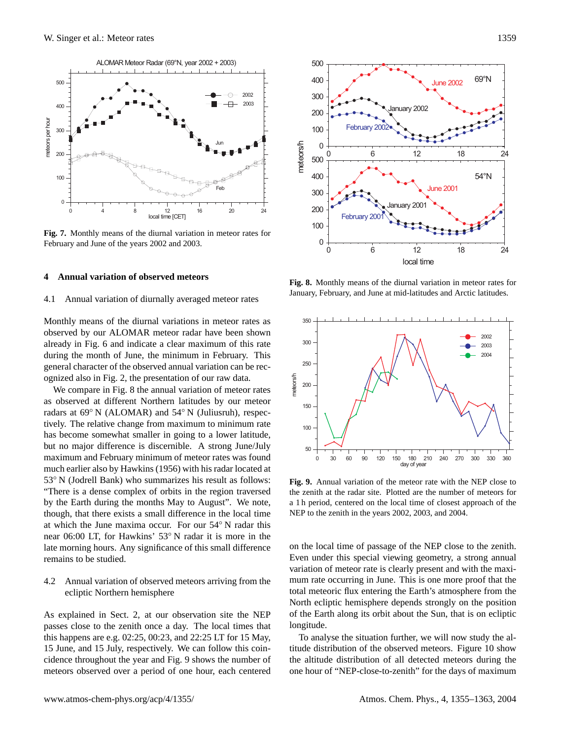**Fig. 7.** Monthly means of the diurnal variation in meteor rates for February and June of the years 2002 and 2003.

**Fig. 8.** Monthly means of the diurnal variation in meteor rates for January, February, and June at mid-latitudes and Arctic latitudes.

**Fig. 9.** Annual variation of the meteor rate with the NEP close to the zenith at the radar site. Plotted are the number of meteors for a 1 h period, centered on the local time of closest approach of the NEP to the zenith in the years 2002, 2003, and 2004.

## 4 Annual variation of observed meteors

### 4.1 Annual variation of diurnally averaged meteor rates

Monthly means of the diurnal variations in meteor rates as observed by our ALOMAR meteor radar have been shown already in Fig. 6 and indicate a clear maximum of this rate during the month of June, the minimum in February. This general character of the observed annual variation can be recognized also in Fig. 2, the presentation of our raw data.

We compare in Fig. 8 the annual variation of meteor rates as observed at different Northern latitudes by our meteor radars at 69° N (ALOMAR) and 54° N (Juliusruh), respectively. The relative change from maximum to minimum rate has become somewhat smaller in going to a lower latitude, but no major difference is discernible. A strong June/July maximum and February minimum of meteor rates was found much earlier also by Hawkins (1956) with his radar located at 53° N (Jodrell Bank) who summarizes his result as follows: "There is a dense complex of orbits in the region traversed by the Earth during the months May to August". We note, though, that there exists a small difference in the local time at which the June maxima occur. For our 54° N radar this near 06:00 LT, for Hawkins' 53° N radar it is more in the late morning hours. Any significance of this small difference remains to be studied.

### 4.2 Annual variation of observed meteors arriving from the ecliptic Northern hemisphere

As explained in Sect. 2, at our observation site the NEP passes close to the zenith once a day. The local times that this happens are e.g. 02:25, 00:23, and 22:25 LT for 15 May, 15 June, and 15 July, respectively. We can follow this coincidence throughout the year and Fig. 9 shows the number of meteors observed over a period of one hour, each centered on the local time of passage of the NEP close to the zenith. Even under this special viewing geometry, a strong annual variation of meteor rate is clearly present and with the maximum rate occurring in June. This is one more proof that the total meteoric flux entering the Earth's atmosphere from the North ecliptic hemisphere depends strongly on the position of the Earth along its orbit about the Sun, that is on ecliptic longitude.

To analyse the situation further, we will now study the altitude distribution of the observed meteors. Figure 10 show the altitude distribution of all detected meteors during the one hour of "NEP-close-to-zenith" for the days of maximum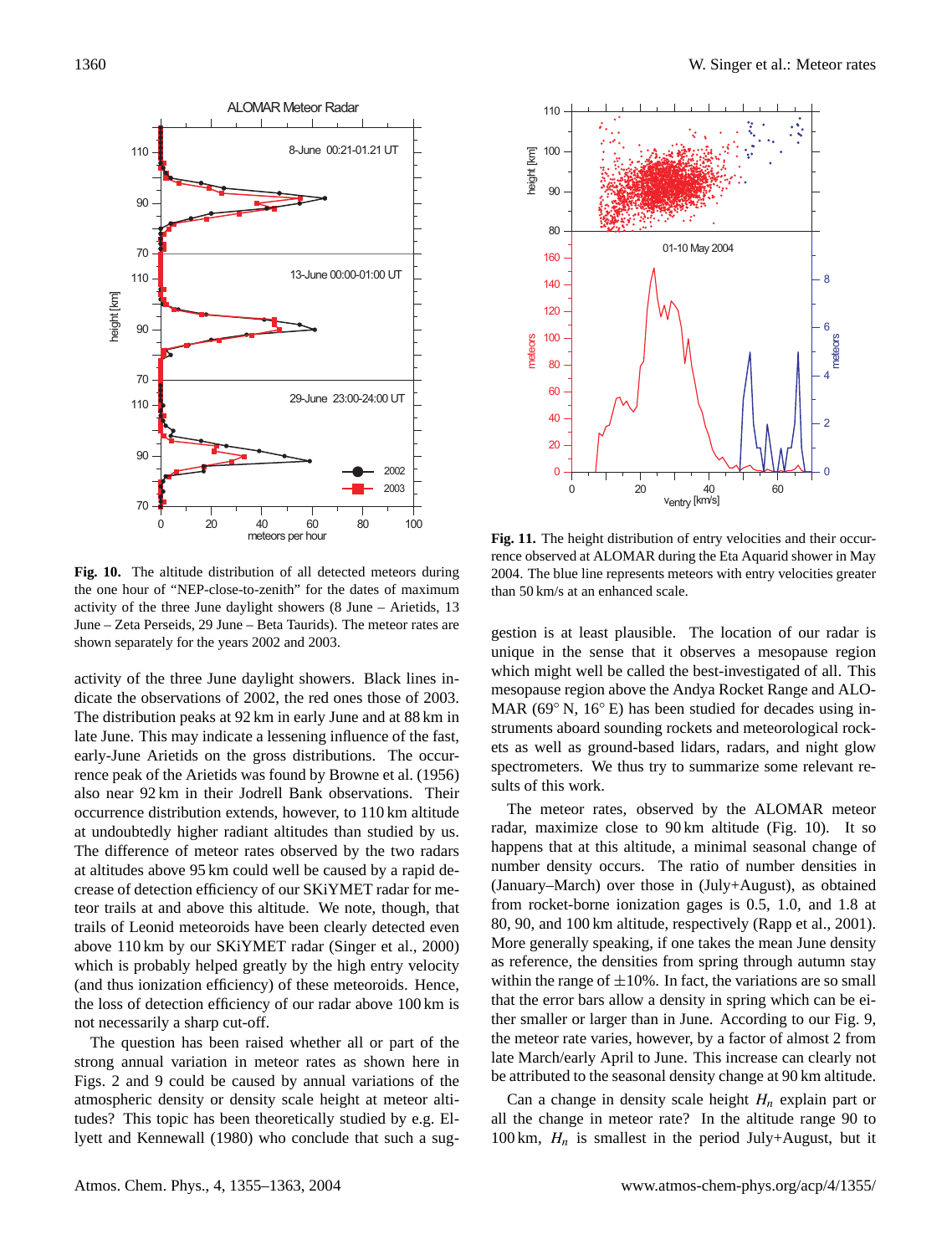**Fig. 10.** The altitude distribution of all detected meteors during the one hour of "NEP-close-to-zenith" for the dates of maximum activity of the three June daylight showers (8 June – Arietids, 13 June – Zeta Perseids, 29 June – Beta Taurids). The meteor rates are shown separately for the years 2002 and 2003.

**Fig. 11.** The height distribution of entry velocities and their occurrence observed at ALOMAR during the Eta Aquarid shower in May 2004. The blue line represents meteors with entry velocities greater than 50 km/s at an enhanced scale.

activity of the three June daylight showers. Black lines indicate the observations of 2002, the red ones those of 2003. The distribution peaks at 92 km in early June and at 88 km in late June. This may indicate a lessening influence of the fast, early-June Arietids on the gross distributions. The occurrence peak of the Arietids was found by Browne et al. (1956) also near 92 km in their Jodrell Bank observations. Their occurrence distribution extends, however, to 110 km altitude at undoubtedly higher radiant altitudes than studied by us. The difference of meteor rates observed by the two radars at altitudes above 95 km could well be caused by a rapid decrease of detection efficiency of our SKiYMET radar for meteor trails at and above this altitude. We note, though, that trails of Leonid meteoroids have been clearly detected even above 110 km by our SKiYMET radar (Singer et al., 2000) which is probably helped greatly by the high entry velocity (and thus ionization efficiency) of these meteoroids. Hence, the loss of detection efficiency of our radar above 100 km is not necessarily a sharp cut-off.

The question has been raised whether all or part of the strong annual variation in meteor rates as shown here in Figs. 2 and 9 could be caused by annual variations of the atmospheric density or density scale height at meteor altitudes? This topic has been theoretically studied by e.g. Ellyett and Kennewall (1980) who conclude that such a suggestion is at least plausible. The location of our radar is unique in the sense that it observes a mesopause region which might well be called the best-investigated of all. This mesopause region above the Andya Rocket Range and ALOMAR (69° N, 16° E) has been studied for decades using instruments aboard sounding rockets and meteorological rockets as well as ground-based lidars, radars, and night glow spectrometers. We thus try to summarize some relevant results of this work.

The meteor rates, observed by the ALOMAR meteor radar, maximize close to 90 km altitude (Fig. 10). It so happens that at this altitude, a minimal seasonal change of number density occurs. The ratio of number densities in (January–March) over those in (July+August), as obtained from rocket-borne ionization gages is 0.5, 1.0, and 1.8 at 80, 90, and 100 km altitude, respectively (Rapp et al., 2001). More generally speaking, if one takes the mean June density as reference, the densities from spring through autumn stay within the range of ±10%. In fact, the variations are so small that the error bars allow a density in spring which can be either smaller or larger than in June. According to our Fig. 9, the meteor rate varies, however, by a factor of almost 2 from late March/early April to June. This increase can clearly not be attributed to the seasonal density change at 90 km altitude.

Can a change in density scale height $H_n$ explain part or all the change in meteor rate? In the altitude range 90 to 100 km, $H_n$ is smallest in the period July+August, but it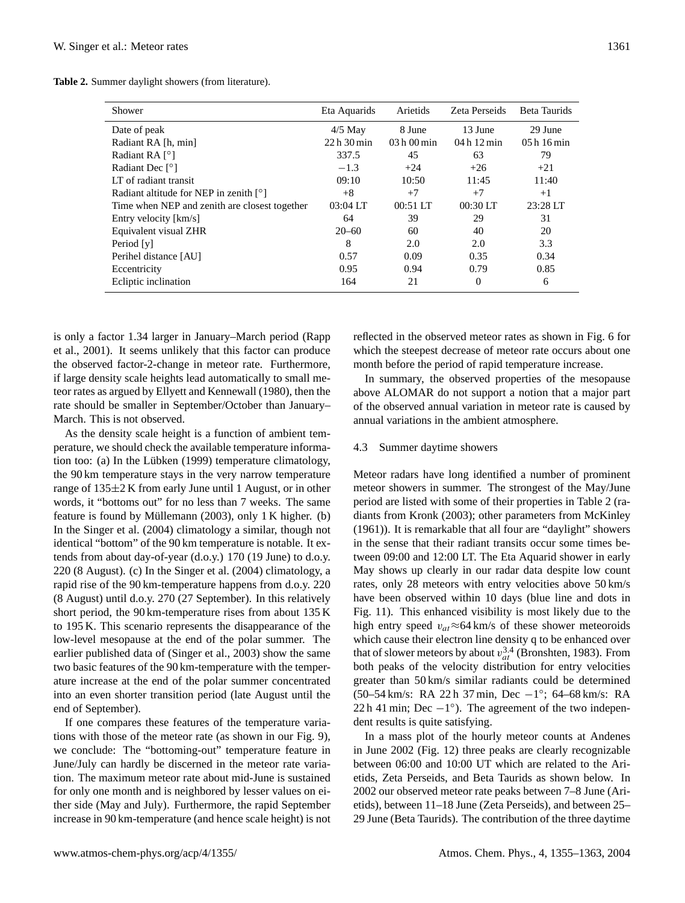**Table 2.** Summer daylight showers (from literature).

| Shower | Eta Aquarids | Arietids | Zeta Perseids | Beta Taurids |
|---|---|---|---|---|
| Date of peak | 4/5 May | 8 June | 13 June | 29 June |
| Radiant RA [h, min] | 22 h 30 min | 03 h 00 min | 04 h 12 min | 05 h 16 min |
| Radiant RA [°] | 337.5 | 45 | 63 | 79 |
| Radiant Dec [°] | −1.3 | +24 | +26 | +21 |
| LT of radiant transit | 09:10 | 10:50 | 11:45 | 11:40 |
| Radiant altitude for NEP in zenith [°] | +8 | +7 | +7 | +1 |
| Time when NEP and zenith are closest together | 03:04 LT | 00:51 LT | 00:30 LT | 23:28 LT |
| Entry velocity [km/s] | 64 | 39 | 29 | 31 |
| Equivalent visual ZHR | 20–60 | 60 | 40 | 20 |
| Period [y] | 8 | 2.0 | 2.0 | 3.3 |
| Perihel distance [AU] | 0.57 | 0.09 | 0.35 | 0.34 |
| Eccentricity | 0.95 | 0.94 | 0.79 | 0.85 |
| Ecliptic inclination | 164 | 21 | 0 | 6 |

is only a factor 1.34 larger in January–March period (Rapp et al., 2001). It seems unlikely that this factor can produce the observed factor-2-change in meteor rate. Furthermore, if large density scale heights lead automatically to small meteor rates as argued by Ellyett and Kennewall (1980), then the rate should be smaller in September/October than January–March. This is not observed.

As the density scale height is a function of ambient temperature, we should check the available temperature information too: (a) In the Lübken (1999) temperature climatology, the 90 km temperature stays in the very narrow temperature range of 135±2 K from early June until 1 August, or in other words, it "bottoms out" for no less than 7 weeks. The same feature is found by Müllemann (2003), only 1 K higher. (b) In the Singer et al. (2004) climatology a similar, though not identical "bottom" of the 90 km temperature is notable. It extends from about day-of-year (d.o.y.) 170 (19 June) to d.o.y. 220 (8 August). (c) In the Singer et al. (2004) climatology, a rapid rise of the 90 km-temperature happens from d.o.y. 220 (8 August) until d.o.y. 270 (27 September). In this relatively short period, the 90 km-temperature rises from about 135 K to 195 K. This scenario represents the disappearance of the low-level mesopause at the end of the polar summer. The earlier published data of (Singer et al., 2003) show the same two basic features of the 90 km-temperature with the temperature increase at the end of the polar summer concentrated into an even shorter transition period (late August until the end of September).

If one compares these features of the temperature variations with those of the meteor rate (as shown in our Fig. 9), we conclude: The "bottoming-out" temperature feature in June/July can hardly be discerned in the meteor rate variation. The maximum meteor rate about mid-June is sustained for only one month and is neighbored by lesser values on either side (May and July). Furthermore, the rapid September increase in 90 km-temperature (and hence scale height) is not reflected in the observed meteor rates as shown in Fig. 6 for which the steepest decrease of meteor rate occurs about one month before the period of rapid temperature increase.

In summary, the observed properties of the mesopause above ALOMAR do not support a notion that a major part of the observed annual variation in meteor rate is caused by annual variations in the ambient atmosphere.

### 4.3 Summer daytime showers

Meteor radars have long identified a number of prominent meteor showers in summer. The strongest of the May/June period are listed with some of their properties in Table 2 (radiants from Kronk (2003); other parameters from McKinley (1961)). It is remarkable that all four are "daylight" showers in the sense that their radiant transits occur some times between 09:00 and 12:00 LT. The Eta Aquarid shower in early May shows up clearly in our radar data despite low count rates, only 28 meteors with entry velocities above 50 km/s have been observed within 10 days (blue line and dots in Fig. 11). This enhanced visibility is most likely due to the high entry speed $v_{at}\approx 64$ km/s of these shower meteoroids which cause their electron line density q to be enhanced over that of slower meteors by about $v_{at}^{3.4}$ (Bronshten, 1983). From both peaks of the velocity distribution for entry velocities greater than 50 km/s similar radiants could be determined (50–54 km/s: RA 22 h 37 min, Dec −1°; 64–68 km/s: RA 22 h 41 min; Dec −1°). The agreement of the two independent results is quite satisfying.

In a mass plot of the hourly meteor counts at Andenes in June 2002 (Fig. 12) three peaks are clearly recognizable between 06:00 and 10:00 UT which are related to the Arietids, Zeta Perseids, and Beta Taurids as shown below. In 2002 our observed meteor rate peaks between 7–8 June (Arietids), between 11–18 June (Zeta Perseids), and between 25–29 June (Beta Taurids). The contribution of the three daytime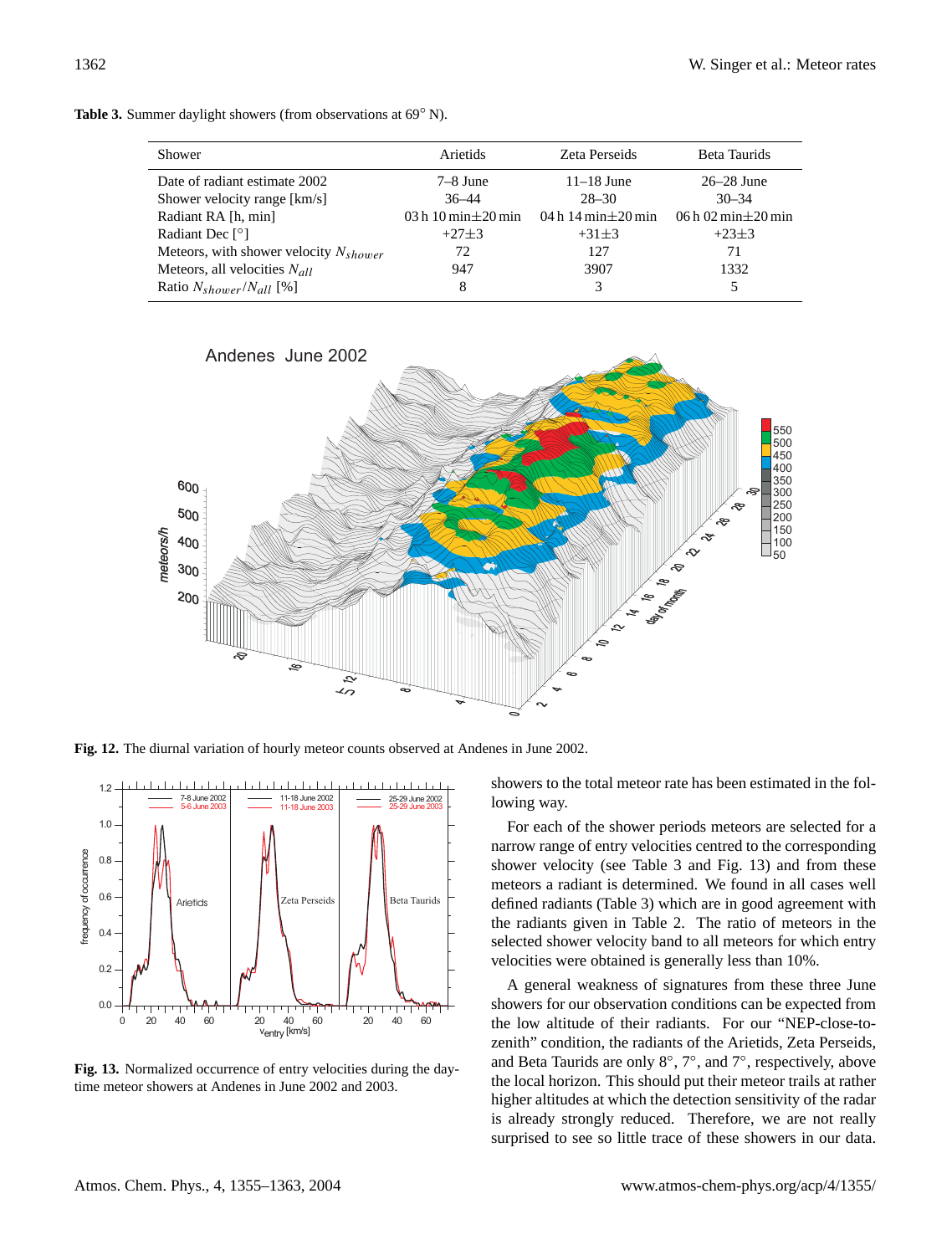**Table 3.** Summer daylight showers (from observations at 69° N).

| Shower | Arietids | Zeta Perseids | Beta Taurids |
|---|---|---|---|
| Date of radiant estimate 2002 | 7–8 June | 11–18 June | 26–28 June |
| Shower velocity range [km/s] | 36–44 | 28–30 | 30–34 |
| Radiant RA [h, min] | 03 h 10 min±20 min | 04 h 14 min±20 min | 06 h 02 min±20 min |
| Radiant Dec [°] | +27±3 | +31±3 | +23±3 |
| Meteors, with shower velocity $N_{shower}$ | 72 | 127 | 71 |
| Meteors, all velocities $N_{all}$ | 947 | 3907 | 1332 |
| Ratio $N_{shower}/N_{all}$ [%] | 8 | 3 | 5 |

**Fig. 12.** The diurnal variation of hourly meteor counts observed at Andenes in June 2002.

**Fig. 13.** Normalized occurrence of entry velocities during the daytime meteor showers at Andenes in June 2002 and 2003.

showers to the total meteor rate has been estimated in the following way.

For each of the shower periods meteors are selected for a narrow range of entry velocities centred to the corresponding shower velocity (see Table 3 and Fig. 13) and from these meteors a radiant is determined. We found in all cases well defined radiants (Table 3) which are in good agreement with the radiants given in Table 2. The ratio of meteors in the selected shower velocity band to all meteors for which entry velocities were obtained is generally less than 10%.

A general weakness of signatures from these three June showers for our observation conditions can be expected from the low altitude of their radiants. For our "NEP-close-to-zenith" condition, the radiants of the Arietids, Zeta Perseids, and Beta Taurids are only 8°, 7°, and 7°, respectively, above the local horizon. This should put their meteor trails at rather higher altitudes at which the detection sensitivity of the radar is already strongly reduced. Therefore, we are not really surprised to see so little trace of these showers in our data.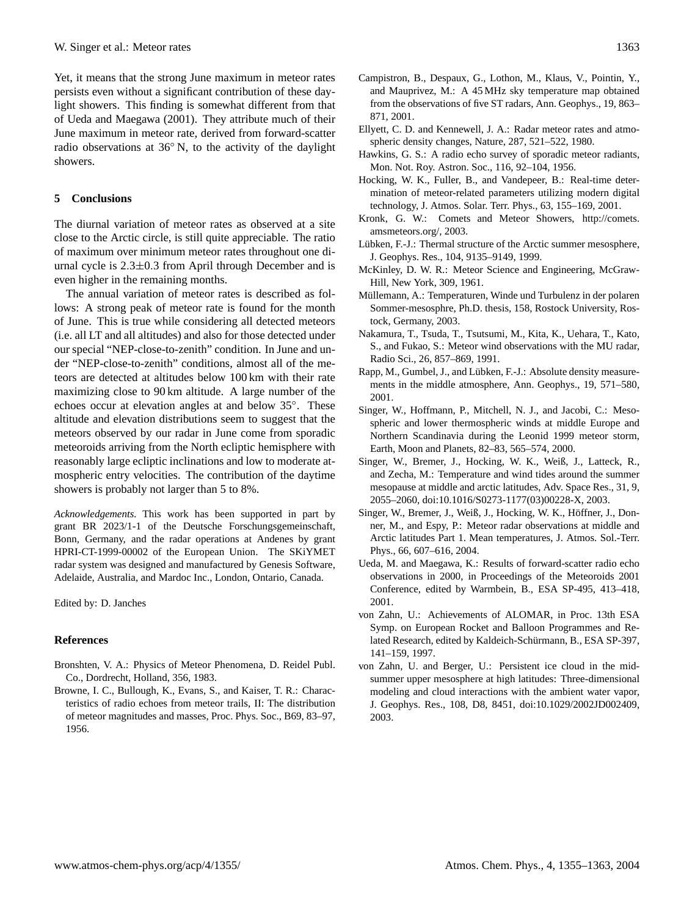Yet, it means that the strong June maximum in meteor rates persists even without a significant contribution of these daylight showers. This finding is somewhat different from that of Ueda and Maegawa (2001). They attribute much of their June maximum in meteor rate, derived from forward-scatter radio observations at 36° N, to the activity of the daylight showers.

## 5 Conclusions

The diurnal variation of meteor rates as observed at a site close to the Arctic circle, is still quite appreciable. The ratio of maximum over minimum meteor rates throughout one diurnal cycle is $2.3\pm0.3$ from April through December and is even higher in the remaining months.

The annual variation of meteor rates is described as follows: A strong peak of meteor rate is found for the month of June. This is true while considering all detected meteors (i.e. all LT and all altitudes) and also for those detected under our special "NEP-close-to-zenith" condition. In June and under "NEP-close-to-zenith" conditions, almost all of the meteors are detected at altitudes below 100 km with their rate maximizing close to 90 km altitude. A large number of the echoes occur at elevation angles at and below 35°. These altitude and elevation distributions seem to suggest that the meteors observed by our radar in June come from sporadic meteoroids arriving from the North ecliptic hemisphere with reasonably large ecliptic inclinations and low to moderate atmospheric entry velocities. The contribution of the daytime showers is probably not larger than 5 to 8%.

*Acknowledgements.* This work has been supported in part by grant BR 2023/1-1 of the Deutsche Forschungsgemeinschaft, Bonn, Germany, and the radar operations at Andenes by grant HPRI-CT-1999-00002 of the European Union. The SKiYMET radar system was designed and manufactured by Genesis Software, Adelaide, Australia, and Mardoc Inc., London, Ontario, Canada.

Edited by: D. Janches

## References

Bronshten, V. A.: Physics of Meteor Phenomena, D. Reidel Publ. Co., Dordrecht, Holland, 356, 1983.

Browne, I. C., Bullough, K., Evans, S., and Kaiser, T. R.: Characteristics of radio echoes from meteor trails, II: The distribution of meteor magnitudes and masses, Proc. Phys. Soc., B69, 83–97, 1956.

Campistron, B., Despaux, G., Lothon, M., Klaus, V., Pointin, Y., and Mauprivez, M.: A 45 MHz sky temperature map obtained from the observations of five ST radars, Ann. Geophys., 19, 863–871, 2001.

Ellyett, C. D. and Kennewell, J. A.: Radar meteor rates and atmospheric density changes, Nature, 287, 521–522, 1980.

Hawkins, G. S.: A radio echo survey of sporadic meteor radiants, Mon. Not. Roy. Astron. Soc., 116, 92–104, 1956.

Hocking, W. K., Fuller, B., and Vandepeer, B.: Real-time determination of meteor-related parameters utilizing modern digital technology, J. Atmos. Solar. Terr. Phys., 63, 155–169, 2001.

Kronk, G. W.: Comets and Meteor Showers, http://comets.amsmeteors.org/, 2003.

Lübken, F.-J.: Thermal structure of the Arctic summer mesosphere, J. Geophys. Res., 104, 9135–9149, 1999.

McKinley, D. W. R.: Meteor Science and Engineering, McGraw-Hill, New York, 309, 1961.

Müllemann, A.: Temperaturen, Winde und Turbulenz in der polaren Sommer-mesosphre, Ph.D. thesis, 158, Rostock University, Rostock, Germany, 2003.

Nakamura, T., Tsuda, T., Tsutsumi, M., Kita, K., Uehara, T., Kato, S., and Fukao, S.: Meteor wind observations with the MU radar, Radio Sci., 26, 857–869, 1991.

Rapp, M., Gumbel, J., and Lübken, F.-J.: Absolute density measurements in the middle atmosphere, Ann. Geophys., 19, 571–580, 2001.

Singer, W., Hoffmann, P., Mitchell, N. J., and Jacobi, C.: Mesospheric and lower thermospheric winds at middle Europe and Northern Scandinavia during the Leonid 1999 meteor storm, Earth, Moon and Planets, 82–83, 565–574, 2000.

Singer, W., Bremer, J., Hocking, W. K., Weiß, J., Latteck, R., and Zecha, M.: Temperature and wind tides around the summer mesopause at middle and arctic latitudes, Adv. Space Res., 31, 9, 2055–2060, doi:10.1016/S0273-1177(03)00228-X, 2003.

Singer, W., Bremer, J., Weiß, J., Hocking, W. K., Höffner, J., Donner, M., and Espy, P.: Meteor radar observations at middle and Arctic latitudes Part 1. Mean temperatures, J. Atmos. Sol.-Terr. Phys., 66, 607–616, 2004.

Ueda, M. and Maegawa, K.: Results of forward-scatter radio echo observations in 2000, in Proceedings of the Meteoroids 2001 Conference, edited by Warmbein, B., ESA SP-495, 413–418, 2001.

von Zahn, U.: Achievements of ALOMAR, in Proc. 13th ESA Symp. on European Rocket and Balloon Programmes and Related Research, edited by Kaldeich-Schürmann, B., ESA SP-397, 141–159, 1997.

von Zahn, U. and Berger, U.: Persistent ice cloud in the midsummer upper mesosphere at high latitudes: Three-dimensional modeling and cloud interactions with the ambient water vapor, J. Geophys. Res., 108, D8, 8451, doi:10.1029/2002JD002409, 2003.